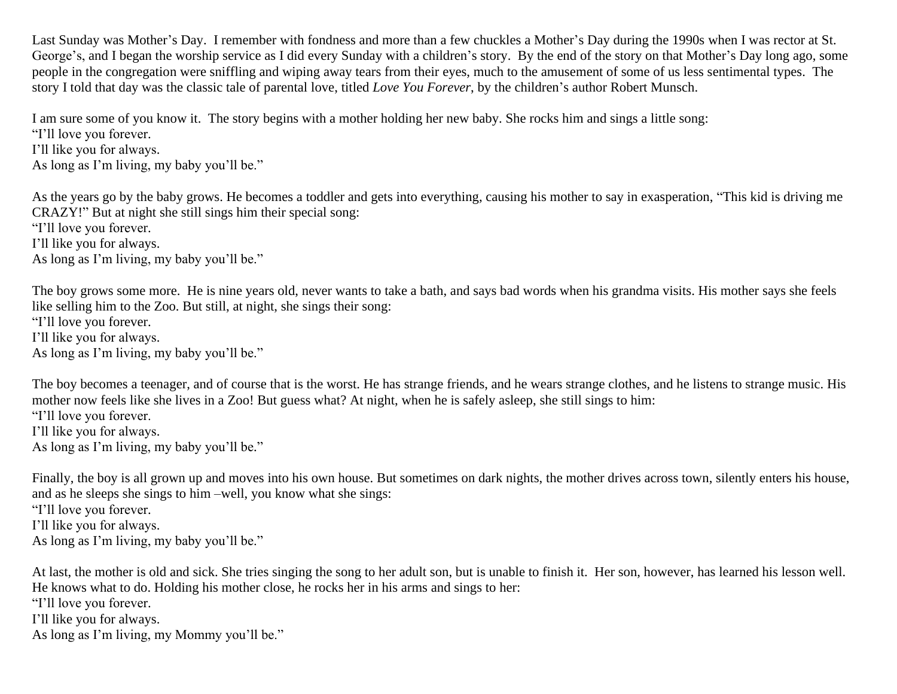Last Sunday was Mother's Day. I remember with fondness and more than a few chuckles a Mother's Day during the 1990s when I was rector at St. George's, and I began the worship service as I did every Sunday with a children's story. By the end of the story on that Mother's Day long ago, some people in the congregation were sniffling and wiping away tears from their eyes, much to the amusement of some of us less sentimental types. The story I told that day was the classic tale of parental love, titled *Love You Forever*, by the children's author Robert Munsch.

I am sure some of you know it. The story begins with a mother holding her new baby. She rocks him and sings a little song:
"I'll love you forever.
I'll like you for always.
As long as I'm living, my baby you'll be."

As the years go by the baby grows. He becomes a toddler and gets into everything, causing his mother to say in exasperation, "This kid is driving me CRAZY!" But at night she still sings him their special song:
"I'll love you forever.
I'll like you for always.
As long as I'm living, my baby you'll be."

The boy grows some more. He is nine years old, never wants to take a bath, and says bad words when his grandma visits. His mother says she feels like selling him to the Zoo. But still, at night, she sings their song:
"I'll love you forever.
I'll like you for always.
As long as I'm living, my baby you'll be."

The boy becomes a teenager, and of course that is the worst. He has strange friends, and he wears strange clothes, and he listens to strange music. His mother now feels like she lives in a Zoo! But guess what? At night, when he is safely asleep, she still sings to him:
"I'll love you forever.
I'll like you for always.
As long as I'm living, my baby you'll be."

Finally, the boy is all grown up and moves into his own house. But sometimes on dark nights, the mother drives across town, silently enters his house, and as he sleeps she sings to him –well, you know what she sings:
"I'll love you forever.
I'll like you for always.
As long as I'm living, my baby you'll be."

At last, the mother is old and sick. She tries singing the song to her adult son, but is unable to finish it. Her son, however, has learned his lesson well. He knows what to do. Holding his mother close, he rocks her in his arms and sings to her:
"I'll love you forever.
I'll like you for always.
As long as I'm living, my Mommy you'll be."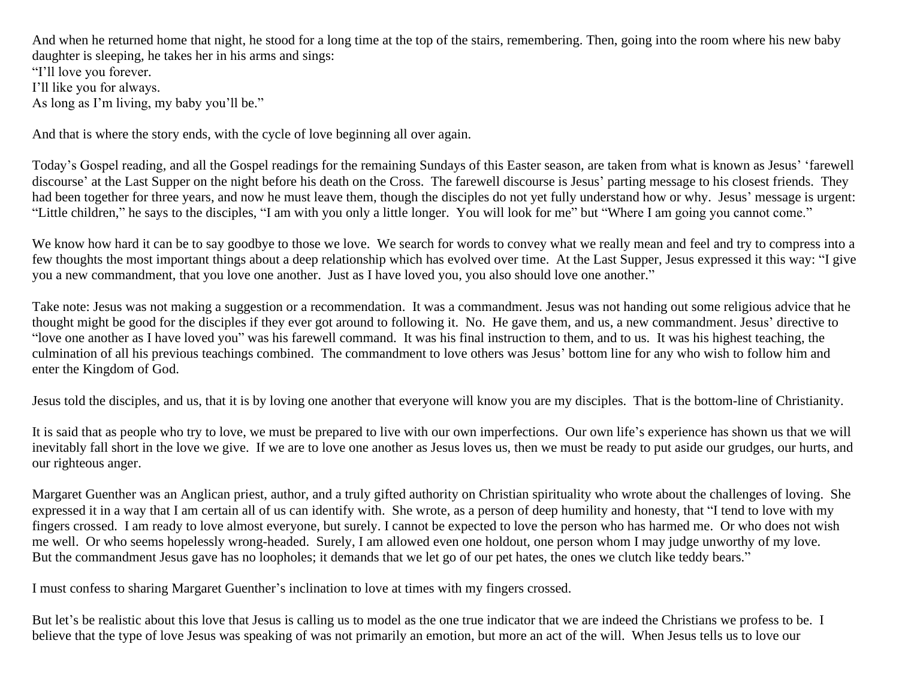And when he returned home that night, he stood for a long time at the top of the stairs, remembering. Then, going into the room where his new baby daughter is sleeping, he takes her in his arms and sings:
"I'll love you forever.
I'll like you for always.
As long as I'm living, my baby you'll be."

And that is where the story ends, with the cycle of love beginning all over again.

Today's Gospel reading, and all the Gospel readings for the remaining Sundays of this Easter season, are taken from what is known as Jesus' 'farewell discourse' at the Last Supper on the night before his death on the Cross. The farewell discourse is Jesus' parting message to his closest friends. They had been together for three years, and now he must leave them, though the disciples do not yet fully understand how or why. Jesus' message is urgent: "Little children," he says to the disciples, "I am with you only a little longer. You will look for me" but "Where I am going you cannot come."

We know how hard it can be to say goodbye to those we love. We search for words to convey what we really mean and feel and try to compress into a few thoughts the most important things about a deep relationship which has evolved over time. At the Last Supper, Jesus expressed it this way: "I give you a new commandment, that you love one another. Just as I have loved you, you also should love one another."

Take note: Jesus was not making a suggestion or a recommendation. It was a commandment. Jesus was not handing out some religious advice that he thought might be good for the disciples if they ever got around to following it. No. He gave them, and us, a new commandment. Jesus' directive to "love one another as I have loved you" was his farewell command. It was his final instruction to them, and to us. It was his highest teaching, the culmination of all his previous teachings combined. The commandment to love others was Jesus' bottom line for any who wish to follow him and enter the Kingdom of God.

Jesus told the disciples, and us, that it is by loving one another that everyone will know you are my disciples. That is the bottom-line of Christianity.

It is said that as people who try to love, we must be prepared to live with our own imperfections. Our own life's experience has shown us that we will inevitably fall short in the love we give. If we are to love one another as Jesus loves us, then we must be ready to put aside our grudges, our hurts, and our righteous anger.

Margaret Guenther was an Anglican priest, author, and a truly gifted authority on Christian spirituality who wrote about the challenges of loving. She expressed it in a way that I am certain all of us can identify with. She wrote, as a person of deep humility and honesty, that "I tend to love with my fingers crossed. I am ready to love almost everyone, but surely. I cannot be expected to love the person who has harmed me. Or who does not wish me well. Or who seems hopelessly wrong-headed. Surely, I am allowed even one holdout, one person whom I may judge unworthy of my love. But the commandment Jesus gave has no loopholes; it demands that we let go of our pet hates, the ones we clutch like teddy bears."

I must confess to sharing Margaret Guenther's inclination to love at times with my fingers crossed.

But let's be realistic about this love that Jesus is calling us to model as the one true indicator that we are indeed the Christians we profess to be. I believe that the type of love Jesus was speaking of was not primarily an emotion, but more an act of the will. When Jesus tells us to love our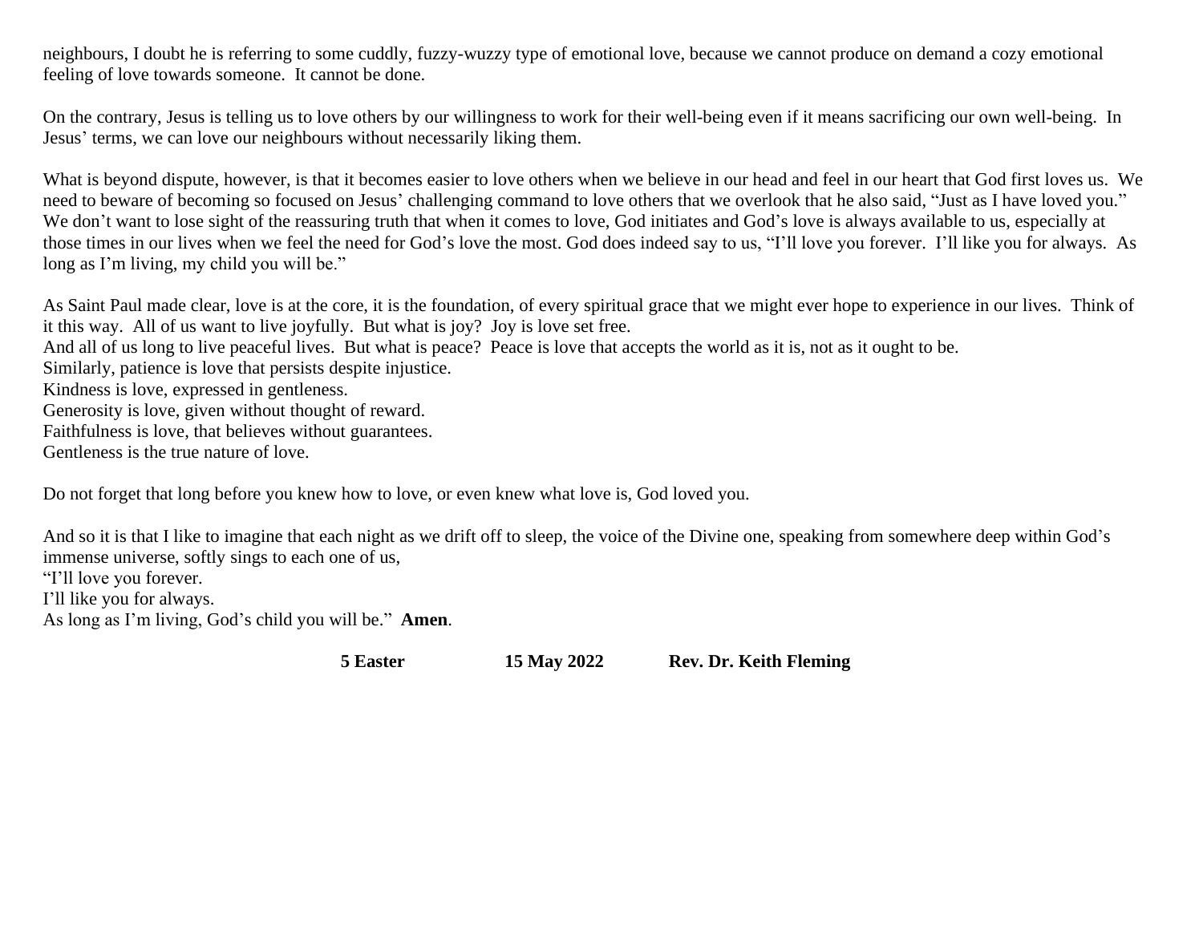neighbours, I doubt he is referring to some cuddly, fuzzy-wuzzy type of emotional love, because we cannot produce on demand a cozy emotional feeling of love towards someone.  It cannot be done.

On the contrary, Jesus is telling us to love others by our willingness to work for their well-being even if it means sacrificing our own well-being.  In Jesus' terms, we can love our neighbours without necessarily liking them.

What is beyond dispute, however, is that it becomes easier to love others when we believe in our head and feel in our heart that God first loves us.  We need to beware of becoming so focused on Jesus' challenging command to love others that we overlook that he also said, "Just as I have loved you." We don't want to lose sight of the reassuring truth that when it comes to love, God initiates and God's love is always available to us, especially at those times in our lives when we feel the need for God's love the most. God does indeed say to us, "I'll love you forever.  I'll like you for always.  As long as I'm living, my child you will be."

As Saint Paul made clear, love is at the core, it is the foundation, of every spiritual grace that we might ever hope to experience in our lives.  Think of it this way.  All of us want to live joyfully.  But what is joy?  Joy is love set free.  
And all of us long to live peaceful lives.  But what is peace?  Peace is love that accepts the world as it is, not as it ought to be.  
Similarly, patience is love that persists despite injustice.  
Kindness is love, expressed in gentleness.  
Generosity is love, given without thought of reward.  
Faithfulness is love, that believes without guarantees.  
Gentleness is the true nature of love.

Do not forget that long before you knew how to love, or even knew what love is, God loved you.

And so it is that I like to imagine that each night as we drift off to sleep, the voice of the Divine one, speaking from somewhere deep within God's immense universe, softly sings to each one of us,  
"I'll love you forever.  
I'll like you for always.  
As long as I'm living, God's child you will be."  **Amen**.

**5 Easter        15 May 2022        Rev. Dr. Keith Fleming**